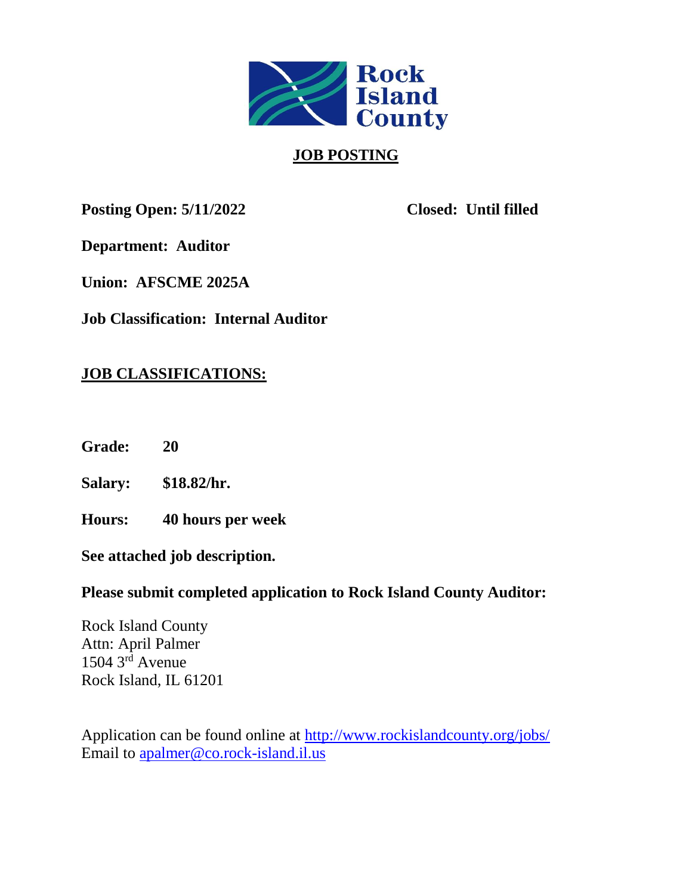Rock Island County

# JOB POSTING

**Posting Open: 5/11/2022** **Closed: Until filled**

**Department: Auditor**

**Union: AFSCME 2025A**

**Job Classification: Internal Auditor**

## JOB CLASSIFICATIONS:

**Grade:** **20**

**Salary:** **$18.82/hr.**

**Hours:** **40 hours per week**

**See attached job description.**

**Please submit completed application to Rock Island County Auditor:**

Rock Island County
Attn: April Palmer
1504 3rd Avenue
Rock Island, IL 61201

Application can be found online at http://www.rockislandcounty.org/jobs/
Email to apalmer@co.rock-island.il.us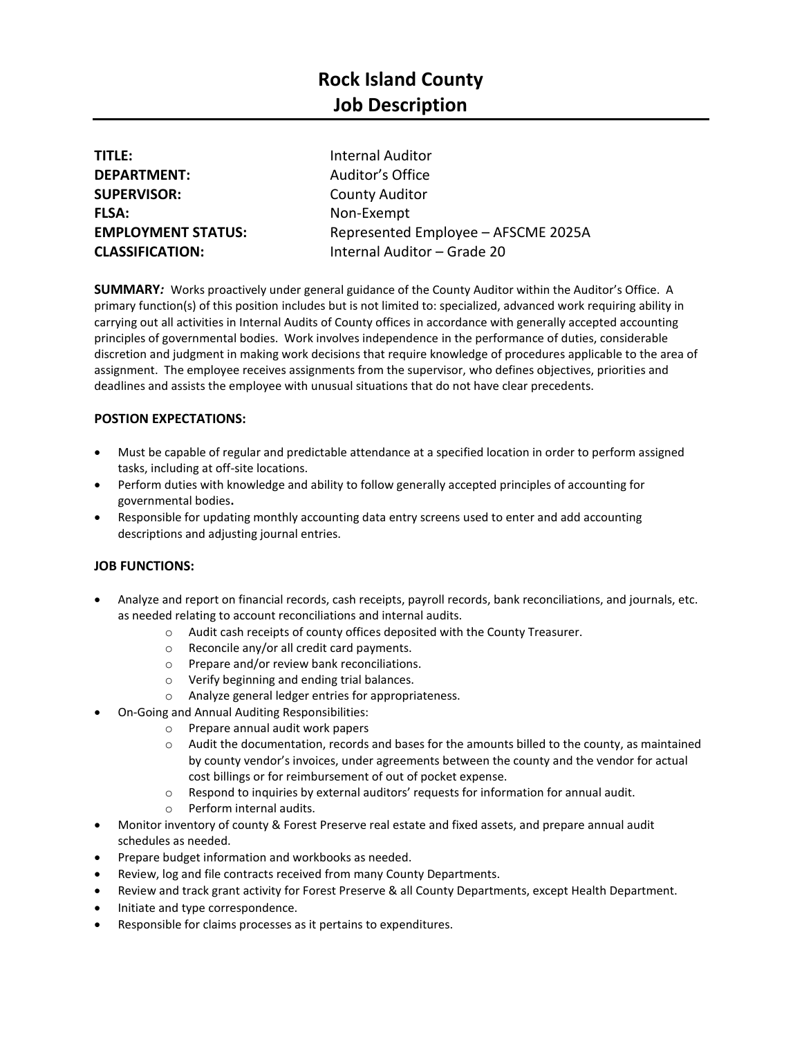# Rock Island County
# Job Description

**TITLE:** Internal Auditor
**DEPARTMENT:** Auditor's Office
**SUPERVISOR:** County Auditor
**FLSA:** Non-Exempt
**EMPLOYMENT STATUS:** Represented Employee – AFSCME 2025A
**CLASSIFICATION:** Internal Auditor – Grade 20

**SUMMARY*:*** Works proactively under general guidance of the County Auditor within the Auditor's Office. A primary function(s) of this position includes but is not limited to: specialized, advanced work requiring ability in carrying out all activities in Internal Audits of County offices in accordance with generally accepted accounting principles of governmental bodies. Work involves independence in the performance of duties, considerable discretion and judgment in making work decisions that require knowledge of procedures applicable to the area of assignment. The employee receives assignments from the supervisor, who defines objectives, priorities and deadlines and assists the employee with unusual situations that do not have clear precedents.

**POSTION EXPECTATIONS:**

- Must be capable of regular and predictable attendance at a specified location in order to perform assigned tasks, including at off-site locations.
- Perform duties with knowledge and ability to follow generally accepted principles of accounting for governmental bodies**.**
- Responsible for updating monthly accounting data entry screens used to enter and add accounting descriptions and adjusting journal entries.

**JOB FUNCTIONS:**

- Analyze and report on financial records, cash receipts, payroll records, bank reconciliations, and journals, etc. as needed relating to account reconciliations and internal audits.
  - Audit cash receipts of county offices deposited with the County Treasurer.
  - Reconcile any/or all credit card payments.
  - Prepare and/or review bank reconciliations.
  - Verify beginning and ending trial balances.
  - Analyze general ledger entries for appropriateness.
- On-Going and Annual Auditing Responsibilities:
  - Prepare annual audit work papers
  - Audit the documentation, records and bases for the amounts billed to the county, as maintained by county vendor's invoices, under agreements between the county and the vendor for actual cost billings or for reimbursement of out of pocket expense.
  - Respond to inquiries by external auditors' requests for information for annual audit.
  - Perform internal audits.
- Monitor inventory of county & Forest Preserve real estate and fixed assets, and prepare annual audit schedules as needed.
- Prepare budget information and workbooks as needed.
- Review, log and file contracts received from many County Departments.
- Review and track grant activity for Forest Preserve & all County Departments, except Health Department.
- Initiate and type correspondence.
- Responsible for claims processes as it pertains to expenditures.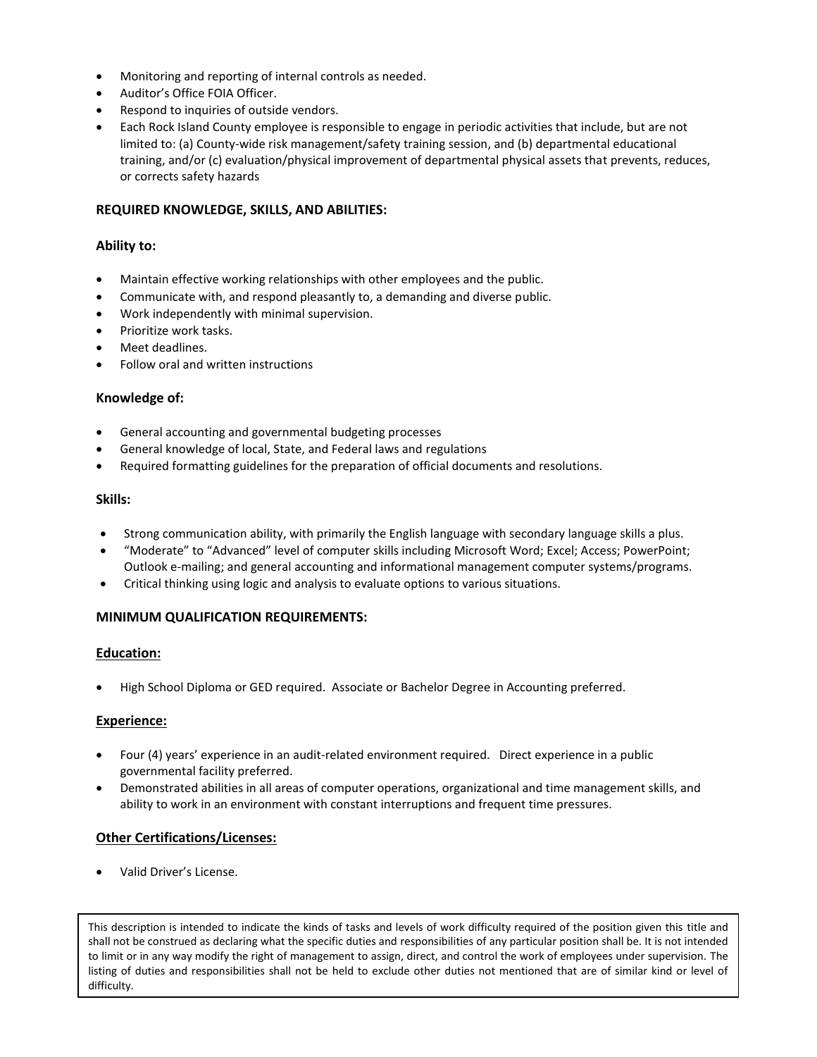- Monitoring and reporting of internal controls as needed.
- Auditor's Office FOIA Officer.
- Respond to inquiries of outside vendors.
- Each Rock Island County employee is responsible to engage in periodic activities that include, but are not limited to: (a) County-wide risk management/safety training session, and (b) departmental educational training, and/or (c) evaluation/physical improvement of departmental physical assets that prevents, reduces, or corrects safety hazards

## REQUIRED KNOWLEDGE, SKILLS, AND ABILITIES:

### Ability to:

- Maintain effective working relationships with other employees and the public.
- Communicate with, and respond pleasantly to, a demanding and diverse public.
- Work independently with minimal supervision.
- Prioritize work tasks.
- Meet deadlines.
- Follow oral and written instructions

### Knowledge of:

- General accounting and governmental budgeting processes
- General knowledge of local, State, and Federal laws and regulations
- Required formatting guidelines for the preparation of official documents and resolutions.

### Skills:

- Strong communication ability, with primarily the English language with secondary language skills a plus.
- "Moderate" to "Advanced" level of computer skills including Microsoft Word; Excel; Access; PowerPoint; Outlook e-mailing; and general accounting and informational management computer systems/programs.
- Critical thinking using logic and analysis to evaluate options to various situations.

## MINIMUM QUALIFICATION REQUIREMENTS:

### Education:

- High School Diploma or GED required. Associate or Bachelor Degree in Accounting preferred.

### Experience:

- Four (4) years' experience in an audit-related environment required. Direct experience in a public governmental facility preferred.
- Demonstrated abilities in all areas of computer operations, organizational and time management skills, and ability to work in an environment with constant interruptions and frequent time pressures.

### Other Certifications/Licenses:

- Valid Driver's License.

This description is intended to indicate the kinds of tasks and levels of work difficulty required of the position given this title and shall not be construed as declaring what the specific duties and responsibilities of any particular position shall be. It is not intended to limit or in any way modify the right of management to assign, direct, and control the work of employees under supervision. The listing of duties and responsibilities shall not be held to exclude other duties not mentioned that are of similar kind or level of difficulty.